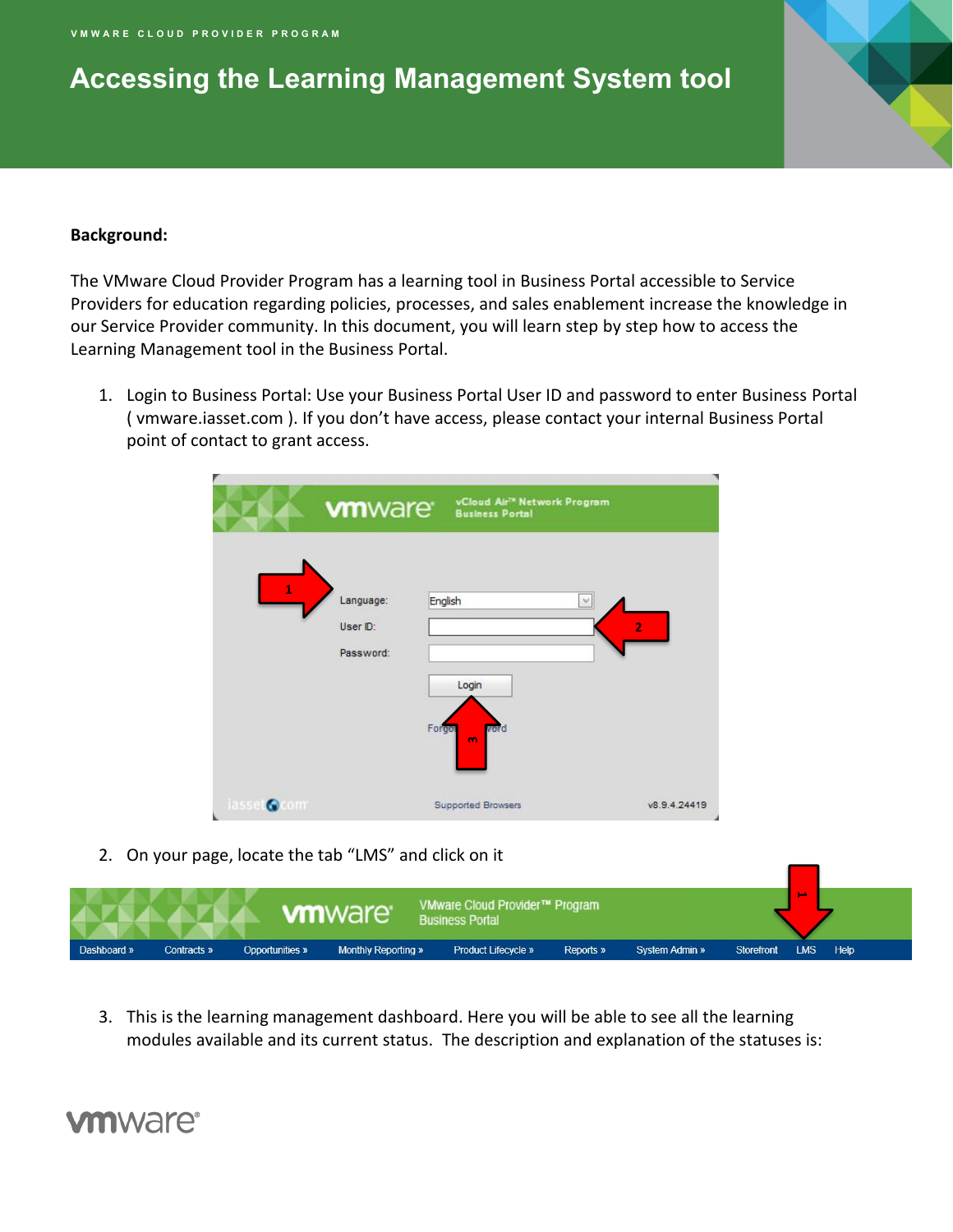VMWARE CLOUD PROVIDER PROGRAM

# Accessing the Learning Management System tool

**Background:**

The VMware Cloud Provider Program has a learning tool in Business Portal accessible to Service Providers for education regarding policies, processes, and sales enablement increase the knowledge in our Service Provider community. In this document, you will learn step by step how to access the Learning Management tool in the Business Portal.

1. Login to Business Portal: Use your Business Portal User ID and password to enter Business Portal ( vmware.iasset.com ). If you don't have access, please contact your internal Business Portal point of contact to grant access.

2. On your page, locate the tab "LMS" and click on it

3. This is the learning management dashboard. Here you will be able to see all the learning modules available and its current status. The description and explanation of the statuses is: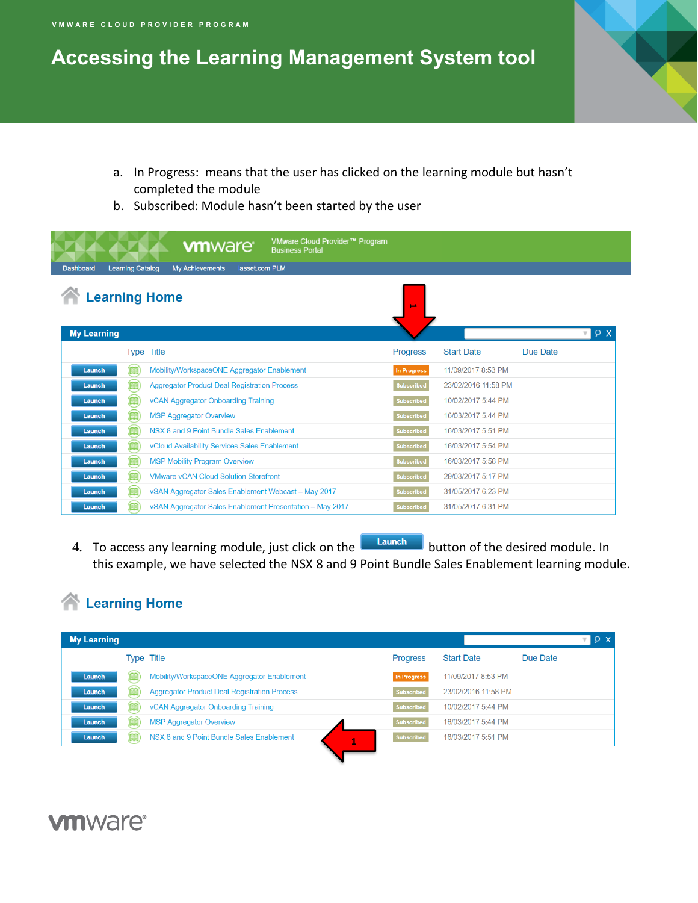# Accessing the Learning Management System tool

a. In Progress: means that the user has clicked on the learning module but hasn't completed the module
b. Subscribed: Module hasn't been started by the user

## Learning Home

**My Learning**

| | Type | Title | Progress | Start Date | Due Date |
|---|---|---|---|---|---|
| Launch | | Mobility/WorkspaceONE Aggregator Enablement | In Progress | 11/09/2017 8:53 PM | |
| Launch | | Aggregator Product Deal Registration Process | Subscribed | 23/02/2016 11:58 PM | |
| Launch | | vCAN Aggregator Onboarding Training | Subscribed | 10/02/2017 5:44 PM | |
| Launch | | MSP Aggregator Overview | Subscribed | 16/03/2017 5:44 PM | |
| Launch | | NSX 8 and 9 Point Bundle Sales Enablement | Subscribed | 16/03/2017 5:51 PM | |
| Launch | | vCloud Availability Services Sales Enablement | Subscribed | 16/03/2017 5:54 PM | |
| Launch | | MSP Mobility Program Overview | Subscribed | 16/03/2017 5:58 PM | |
| Launch | | VMware vCAN Cloud Solution Storefront | Subscribed | 29/03/2017 5:17 PM | |
| Launch | | vSAN Aggregator Sales Enablement Webcast – May 2017 | Subscribed | 31/05/2017 6:23 PM | |
| Launch | | vSAN Aggregator Sales Enablement Presentation – May 2017 | Subscribed | 31/05/2017 6:31 PM | |

4. To access any learning module, just click on the **Launch** button of the desired module. In this example, we have selected the NSX 8 and 9 Point Bundle Sales Enablement learning module.

## Learning Home

**My Learning**

| | Type | Title | Progress | Start Date | Due Date |
|---|---|---|---|---|---|
| Launch | | Mobility/WorkspaceONE Aggregator Enablement | In Progress | 11/09/2017 8:53 PM | |
| Launch | | Aggregator Product Deal Registration Process | Subscribed | 23/02/2016 11:58 PM | |
| Launch | | vCAN Aggregator Onboarding Training | Subscribed | 10/02/2017 5:44 PM | |
| Launch | | MSP Aggregator Overview | Subscribed | 16/03/2017 5:44 PM | |
| Launch | | NSX 8 and 9 Point Bundle Sales Enablement | Subscribed | 16/03/2017 5:51 PM | |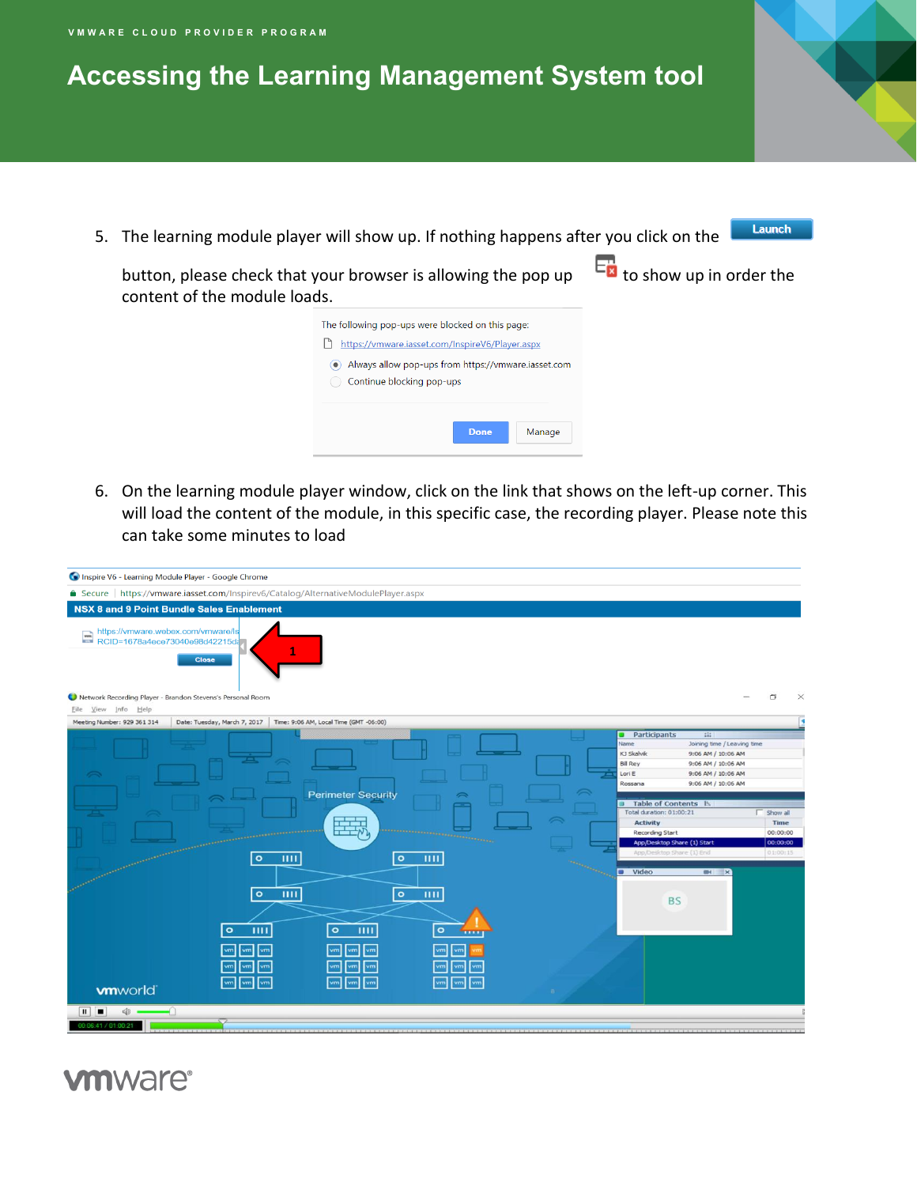# Accessing the Learning Management System tool

5. The learning module player will show up. If nothing happens after you click on the Launch button, please check that your browser is allowing the pop up to show up in order the content of the module loads.

6. On the learning module player window, click on the link that shows on the left-up corner. This will load the content of the module, in this specific case, the recording player. Please note this can take some minutes to load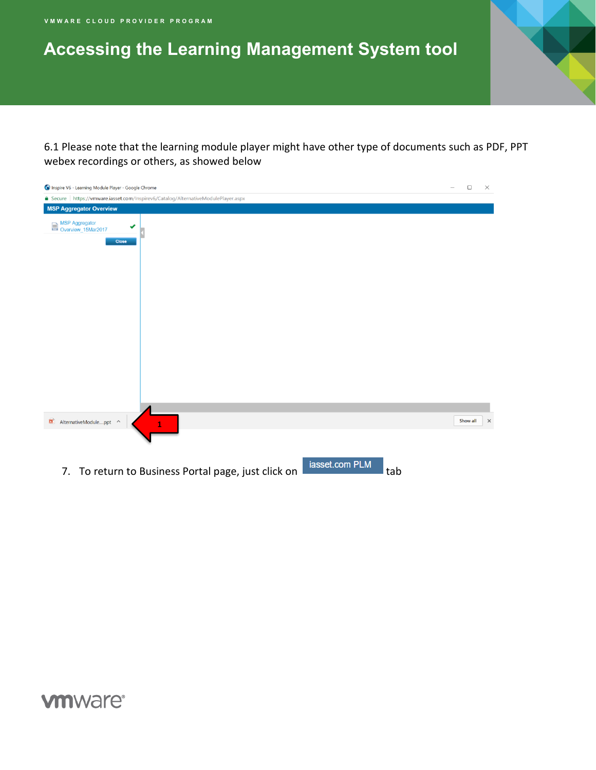6.1 Please note that the learning module player might have other type of documents such as PDF, PPT webex recordings or others, as showed below

7. To return to Business Portal page, just click on iasset.com PLM tab